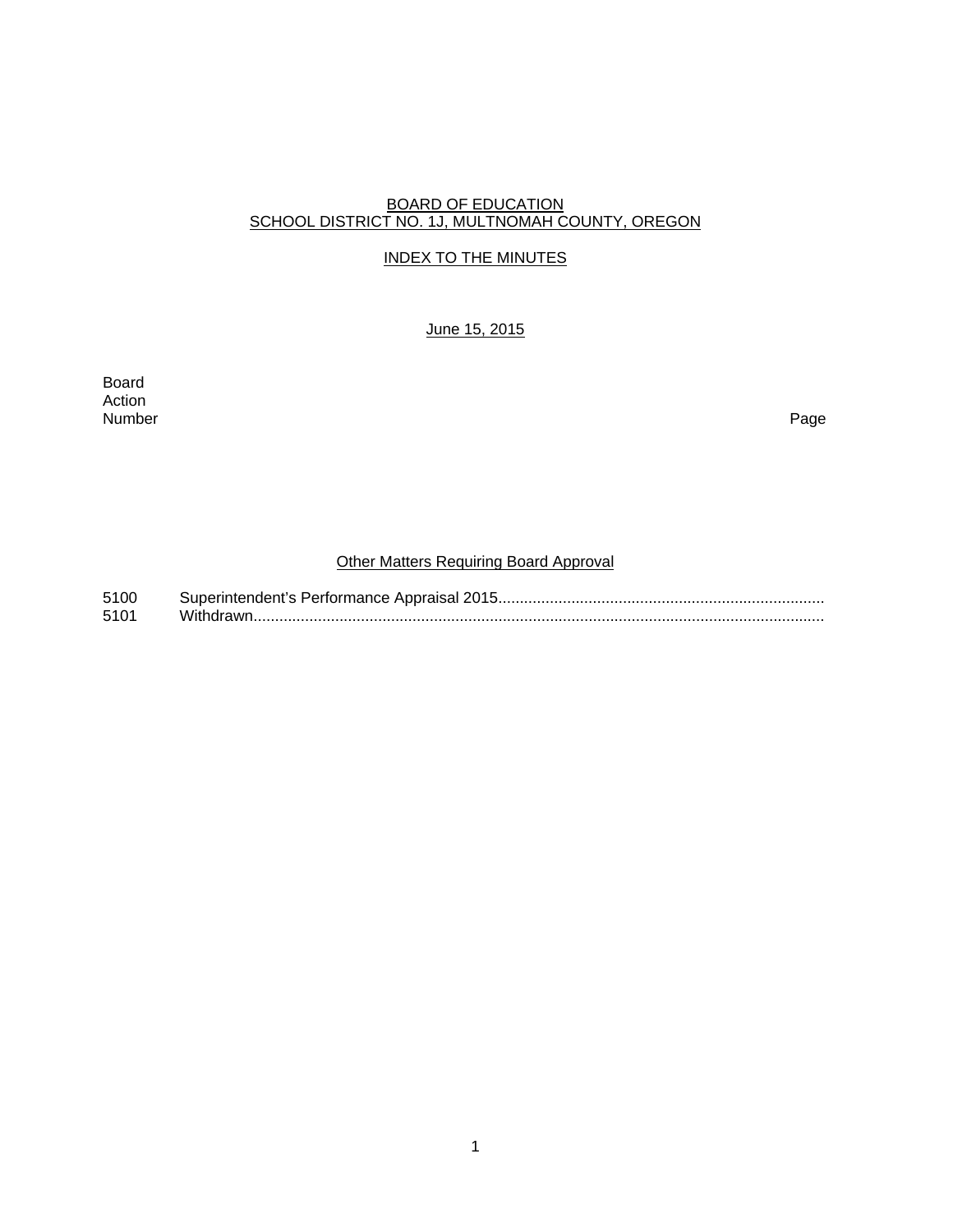BOARD OF EDUCATION
SCHOOL DISTRICT NO. 1J, MULTNOMAH COUNTY, OREGON

INDEX TO THE MINUTES

June 15, 2015

| Board Action Number | | Page |
|---|---|---|

## Other Matters Requiring Board Approval

| | | |
|---|---|---|
| 5100 | Superintendent's Performance Appraisal 2015........................................................................... | |
| 5101 | Withdrawn.................................................................................................................................... | |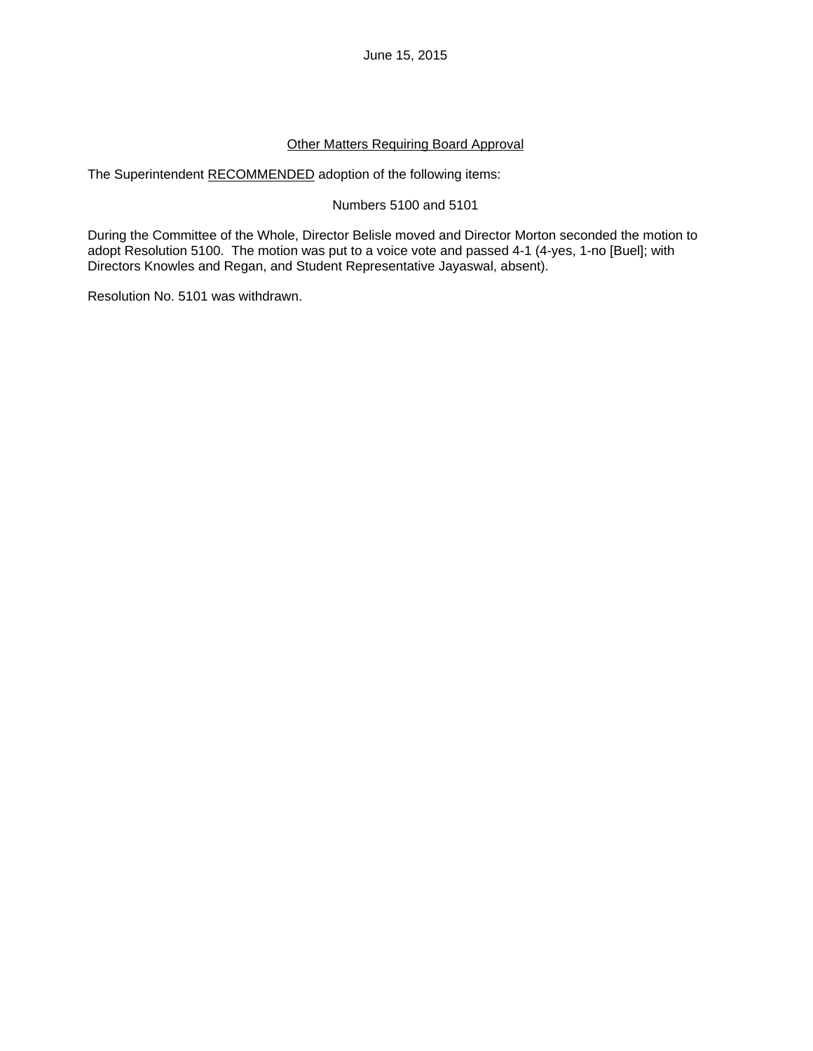June 15, 2015

## Other Matters Requiring Board Approval

The Superintendent RECOMMENDED adoption of the following items:

Numbers 5100 and 5101

During the Committee of the Whole, Director Belisle moved and Director Morton seconded the motion to adopt Resolution 5100. The motion was put to a voice vote and passed 4-1 (4-yes, 1-no [Buel]; with Directors Knowles and Regan, and Student Representative Jayaswal, absent).

Resolution No. 5101 was withdrawn.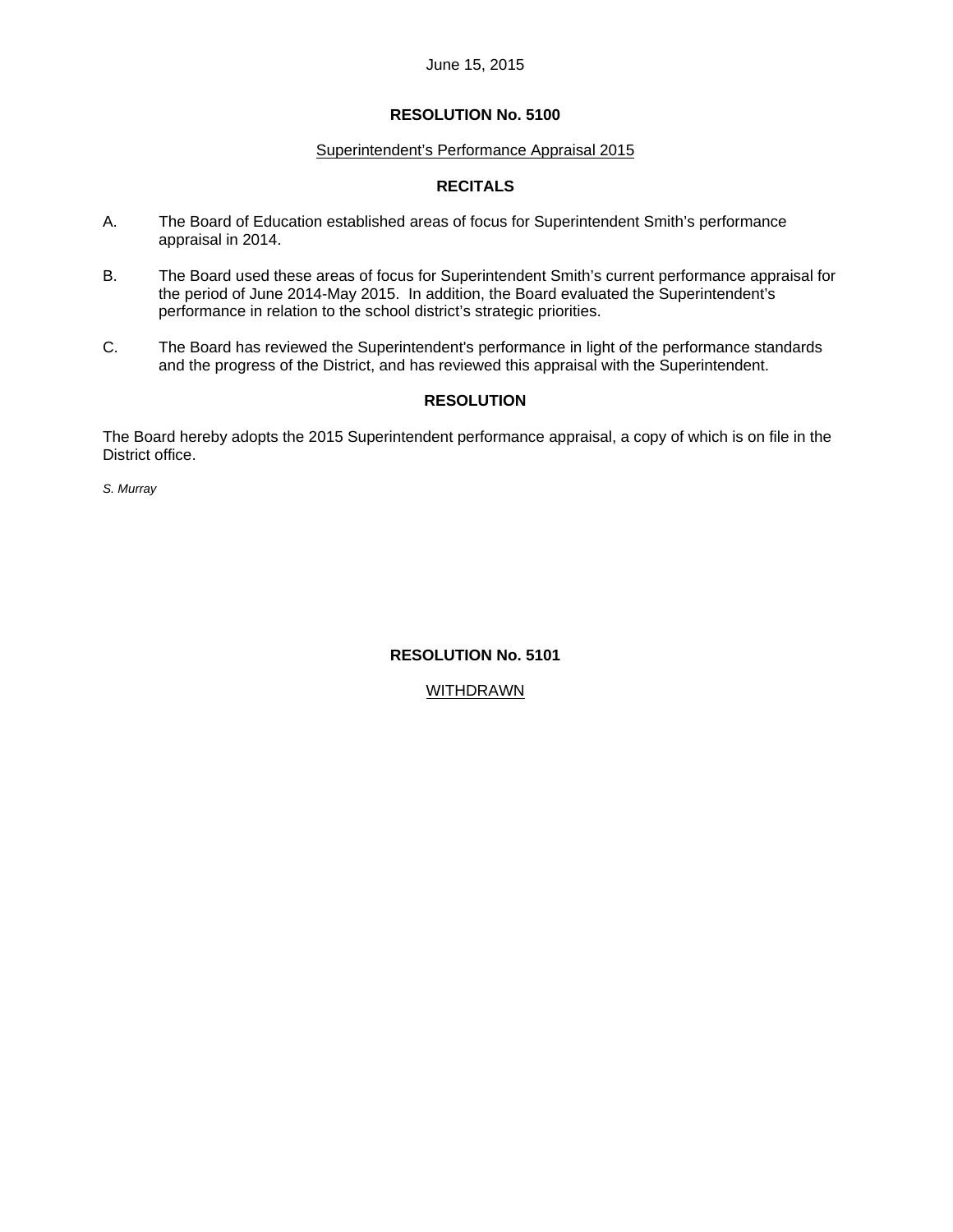June 15, 2015

## RESOLUTION No. 5100

Superintendent's Performance Appraisal 2015

### RECITALS

A. The Board of Education established areas of focus for Superintendent Smith's performance appraisal in 2014.

B. The Board used these areas of focus for Superintendent Smith's current performance appraisal for the period of June 2014-May 2015. In addition, the Board evaluated the Superintendent's performance in relation to the school district's strategic priorities.

C. The Board has reviewed the Superintendent's performance in light of the performance standards and the progress of the District, and has reviewed this appraisal with the Superintendent.

### RESOLUTION

The Board hereby adopts the 2015 Superintendent performance appraisal, a copy of which is on file in the District office.

*S. Murray*

## RESOLUTION No. 5101

WITHDRAWN